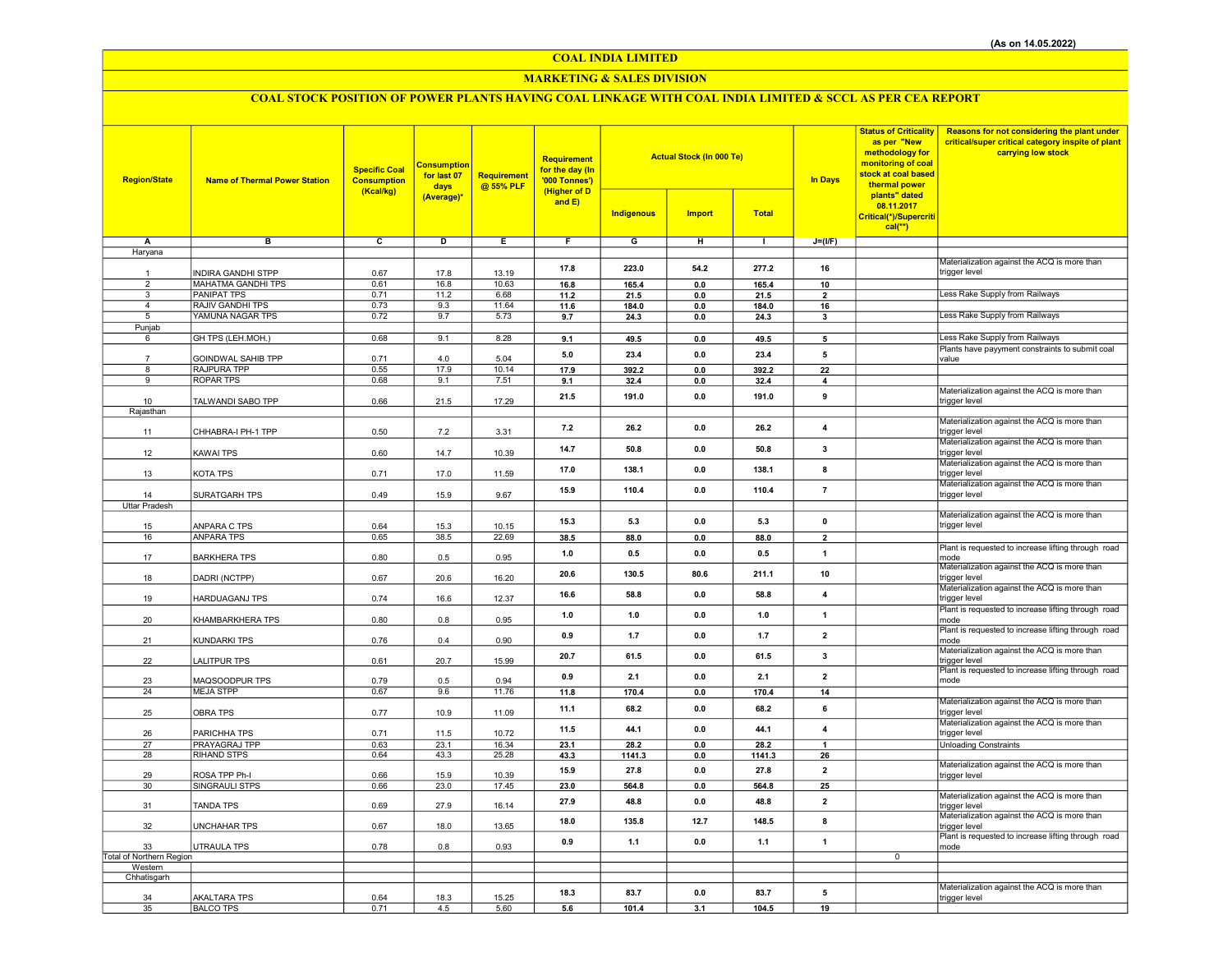(As on 14.05.2022)

# COAL INDIA LIMITED

## MARKETING & SALES DIVISION

### COAL STOCK POSITION OF POWER PLANTS HAVING COAL LINKAGE WITH COAL INDIA LIMITED & SCCL AS PER CEA REPORT

| Region/State | Name of Thermal Power Station | Specific Coal Consumption (Kcal/kg) | Consumption for last 07 days (Average)* | Requirement @ 55% PLF | Requirement for the day (In '000 Tonnes') (Higher of D and E) | Actual Stock (In 000 Te) | | | In Days | Status of Criticality as per "New methodology for monitoring of coal stock at coal based thermal power plants" dated 08.11.2017 Critical(*)/Supercritical(**) | Reasons for not considering the plant under critical/super critical category inspite of plant carrying low stock |
|---|---|---|---|---|---|---|---|---|---|---|---|
| | | | | | | Indigenous | Import | Total | | | |
| A | B | C | D | E | F | G | H | I | J=(I/F) | | |
| Haryana | | | | | | | | | | | |
| 1 | INDIRA GANDHI STPP | 0.67 | 17.8 | 13.19 | 17.8 | 223.0 | 54.2 | 277.2 | 16 | | Materialization against the ACQ is more than trigger level |
| 2 | MAHATMA GANDHI TPS | 0.61 | 16.8 | 10.63 | 16.8 | 165.4 | 0.0 | 165.4 | 10 | | |
| 3 | PANIPAT TPS | 0.71 | 11.2 | 6.68 | 11.2 | 21.5 | 0.0 | 21.5 | 2 | | Less Rake Supply from Railways |
| 4 | RAJIV GANDHI TPS | 0.73 | 9.3 | 11.64 | 11.6 | 184.0 | 0.0 | 184.0 | 16 | | |
| 5 | YAMUNA NAGAR TPS | 0.72 | 9.7 | 5.73 | 9.7 | 24.3 | 0.0 | 24.3 | 3 | | Less Rake Supply from Railways |
| Punjab | | | | | | | | | | | |
| 6 | GH TPS (LEH.MOH.) | 0.68 | 9.1 | 8.28 | 9.1 | 49.5 | 0.0 | 49.5 | 5 | | Less Rake Supply from Railways |
| 7 | GOINDWAL SAHIB TPP | 0.71 | 4.0 | 5.04 | 5.0 | 23.4 | 0.0 | 23.4 | 5 | | Plants have payyment constraints to submit coal value |
| 8 | RAJPURA TPP | 0.55 | 17.9 | 10.14 | 17.9 | 392.2 | 0.0 | 392.2 | 22 | | |
| 9 | ROPAR TPS | 0.68 | 9.1 | 7.51 | 9.1 | 32.4 | 0.0 | 32.4 | 4 | | |
| 10 | TALWANDI SABO TPP | 0.66 | 21.5 | 17.29 | 21.5 | 191.0 | 0.0 | 191.0 | 9 | | Materialization against the ACQ is more than trigger level |
| Rajasthan | | | | | | | | | | | |
| 11 | CHHABRA-I PH-1 TPP | 0.50 | 7.2 | 3.31 | 7.2 | 26.2 | 0.0 | 26.2 | 4 | | Materialization against the ACQ is more than trigger level |
| 12 | KAWAI TPS | 0.60 | 14.7 | 10.39 | 14.7 | 50.8 | 0.0 | 50.8 | 3 | | Materialization against the ACQ is more than trigger level |
| 13 | KOTA TPS | 0.71 | 17.0 | 11.59 | 17.0 | 138.1 | 0.0 | 138.1 | 8 | | Materialization against the ACQ is more than trigger level |
| 14 | SURATGARH TPS | 0.49 | 15.9 | 9.67 | 15.9 | 110.4 | 0.0 | 110.4 | 7 | | Materialization against the ACQ is more than trigger level |
| Uttar Pradesh | | | | | | | | | | | |
| 15 | ANPARA C TPS | 0.64 | 15.3 | 10.15 | 15.3 | 5.3 | 0.0 | 5.3 | 0 | | Materialization against the ACQ is more than trigger level |
| 16 | ANPARA TPS | 0.65 | 38.5 | 22.69 | 38.5 | 88.0 | 0.0 | 88.0 | 2 | | |
| 17 | BARKHERA TPS | 0.80 | 0.5 | 0.95 | 1.0 | 0.5 | 0.0 | 0.5 | 1 | | Plant is requested to increase lifting through road mode |
| 18 | DADRI (NCTPP) | 0.67 | 20.6 | 16.20 | 20.6 | 130.5 | 80.6 | 211.1 | 10 | | Materialization against the ACQ is more than trigger level |
| 19 | HARDUAGANJ TPS | 0.74 | 16.6 | 12.37 | 16.6 | 58.8 | 0.0 | 58.8 | 4 | | Materialization against the ACQ is more than trigger level |
| 20 | KHAMBARKHERA TPS | 0.80 | 0.8 | 0.95 | 1.0 | 1.0 | 0.0 | 1.0 | 1 | | Plant is requested to increase lifting through road mode |
| 21 | KUNDARKI TPS | 0.76 | 0.4 | 0.90 | 0.9 | 1.7 | 0.0 | 1.7 | 2 | | Plant is requested to increase lifting through road mode |
| 22 | LALITPUR TPS | 0.61 | 20.7 | 15.99 | 20.7 | 61.5 | 0.0 | 61.5 | 3 | | Materialization against the ACQ is more than trigger level |
| 23 | MAQSOODPUR TPS | 0.79 | 0.5 | 0.94 | 0.9 | 2.1 | 0.0 | 2.1 | 2 | | Plant is requested to increase lifting through road mode |
| 24 | MEJA STPP | 0.67 | 9.6 | 11.76 | 11.8 | 170.4 | 0.0 | 170.4 | 14 | | |
| 25 | OBRA TPS | 0.77 | 10.9 | 11.09 | 11.1 | 68.2 | 0.0 | 68.2 | 6 | | Materialization against the ACQ is more than trigger level |
| 26 | PARICHHA TPS | 0.71 | 11.5 | 10.72 | 11.5 | 44.1 | 0.0 | 44.1 | 4 | | Materialization against the ACQ is more than trigger level |
| 27 | PRAYAGRAJ TPP | 0.63 | 23.1 | 16.34 | 23.1 | 28.2 | 0.0 | 28.2 | 1 | | Unloading Constraints |
| 28 | RIHAND STPS | 0.64 | 43.3 | 25.28 | 43.3 | 1141.3 | 0.0 | 1141.3 | 26 | | |
| 29 | ROSA TPP Ph-I | 0.66 | 15.9 | 10.39 | 15.9 | 27.8 | 0.0 | 27.8 | 2 | | Materialization against the ACQ is more than trigger level |
| 30 | SINGRAULI STPS | 0.66 | 23.0 | 17.45 | 23.0 | 564.8 | 0.0 | 564.8 | 25 | | |
| 31 | TANDA TPS | 0.69 | 27.9 | 16.14 | 27.9 | 48.8 | 0.0 | 48.8 | 2 | | Materialization against the ACQ is more than trigger level |
| 32 | UNCHAHAR TPS | 0.67 | 18.0 | 13.65 | 18.0 | 135.8 | 12.7 | 148.5 | 8 | | Materialization against the ACQ is more than trigger level |
| 33 | UTRAULA TPS | 0.78 | 0.8 | 0.93 | 0.9 | 1.1 | 0.0 | 1.1 | 1 | | Plant is requested to increase lifting through road mode |
| Total of Northern Region | | | | | | | | | | 0 | |
| Western | | | | | | | | | | | |
| Chhatisgarh | | | | | | | | | | | |
| 34 | AKALTARA TPS | 0.64 | 18.3 | 15.25 | 18.3 | 83.7 | 0.0 | 83.7 | 5 | | Materialization against the ACQ is more than trigger level |
| 35 | BALCO TPS | 0.71 | 4.5 | 5.60 | 5.6 | 101.4 | 3.1 | 104.5 | 19 | | |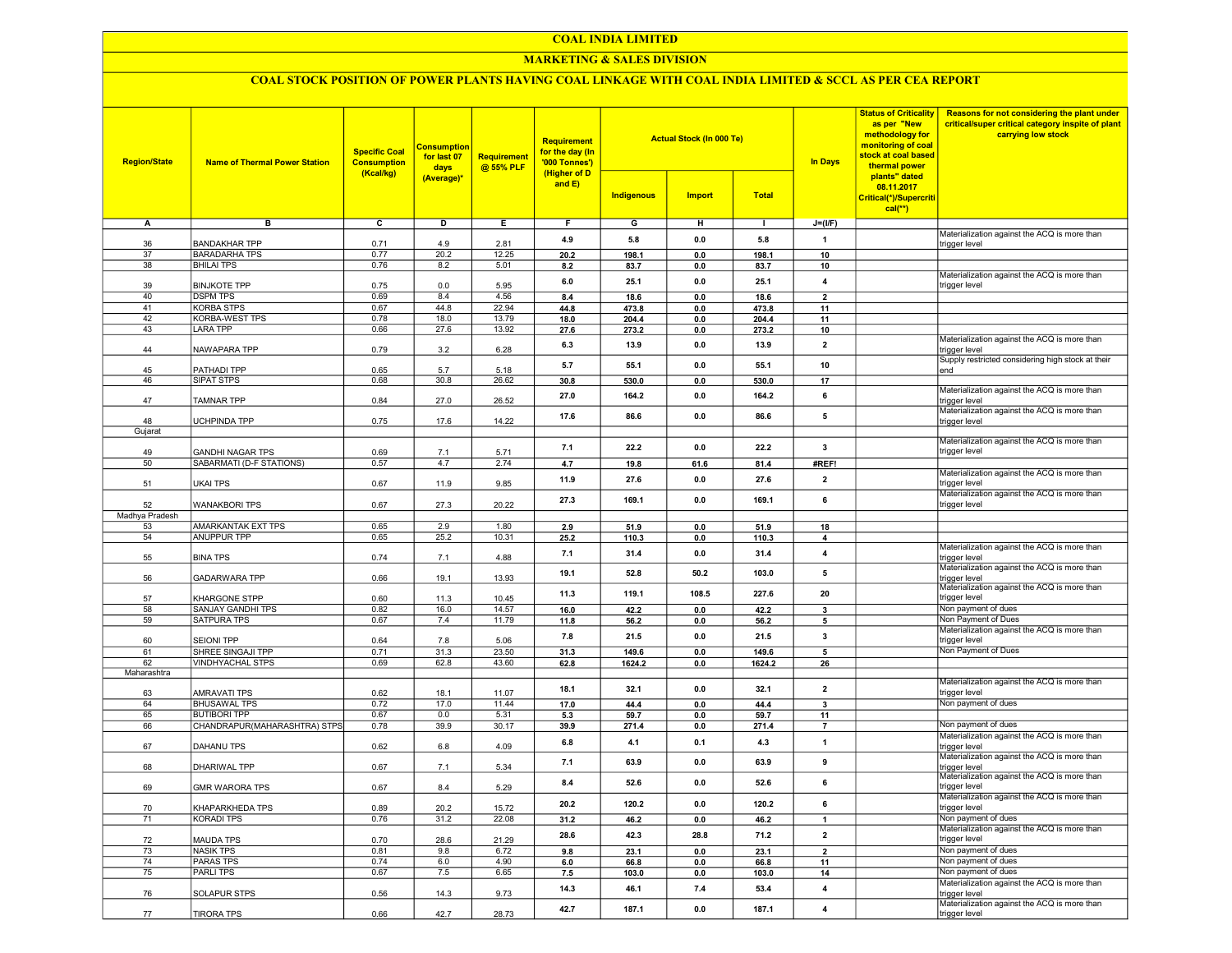# COAL INDIA LIMITED

## MARKETING & SALES DIVISION

### COAL STOCK POSITION OF POWER PLANTS HAVING COAL LINKAGE WITH COAL INDIA LIMITED & SCCL AS PER CEA REPORT

| Region/State | Name of Thermal Power Station | Specific Coal Consumption (Kcal/kg) | Consumption for last 07 days (Average)* | Requirement @ 55% PLF | Requirement for the day (In '000 Tonnes') (Higher of D and E) | Actual Stock (In 000 Te) | | | In Days | Status of Criticality as per "New methodology for monitoring of coal stock at coal based thermal power plants" dated 08.11.2017 Critical(*)/Supercritical(**) | Reasons for not considering the plant under critical/super critical category inspite of plant carrying low stock |
|---|---|---|---|---|---|---|---|---|---|---|---|
| | | | | | | Indigenous | Import | Total | | | |
| A | B | C | D | E | F | G | H | I | J=(I/F) | | |
| 36 | BANDAKHAR TPP | 0.71 | 4.9 | 2.81 | 4.9 | 5.8 | 0.0 | 5.8 | 1 | | Materialization against the ACQ is more than trigger level |
| 37 | BARADARHA TPS | 0.77 | 20.2 | 12.25 | 20.2 | 198.1 | 0.0 | 198.1 | 10 | | |
| 38 | BHILAI TPS | 0.76 | 8.2 | 5.01 | 8.2 | 83.7 | 0.0 | 83.7 | 10 | | |
| 39 | BINJKOTE TPP | 0.75 | 0.0 | 5.95 | 6.0 | 25.1 | 0.0 | 25.1 | 4 | | Materialization against the ACQ is more than trigger level |
| 40 | DSPM TPS | 0.69 | 8.4 | 4.56 | 8.4 | 18.6 | 0.0 | 18.6 | 2 | | |
| 41 | KORBA STPS | 0.67 | 44.8 | 22.94 | 44.8 | 473.8 | 0.0 | 473.8 | 11 | | |
| 42 | KORBA-WEST TPS | 0.78 | 18.0 | 13.79 | 18.0 | 204.4 | 0.0 | 204.4 | 11 | | |
| 43 | LARA TPP | 0.66 | 27.6 | 13.92 | 27.6 | 273.2 | 0.0 | 273.2 | 10 | | |
| 44 | NAWAPARA TPP | 0.79 | 3.2 | 6.28 | 6.3 | 13.9 | 0.0 | 13.9 | 2 | | Materialization against the ACQ is more than trigger level |
| 45 | PATHADI TPP | 0.65 | 5.7 | 5.18 | 5.7 | 55.1 | 0.0 | 55.1 | 10 | | Supply restricted considering high stock at their end |
| 46 | SIPAT STPS | 0.68 | 30.8 | 26.62 | 30.8 | 530.0 | 0.0 | 530.0 | 17 | | |
| 47 | TAMNAR TPP | 0.84 | 27.0 | 26.52 | 27.0 | 164.2 | 0.0 | 164.2 | 6 | | Materialization against the ACQ is more than trigger level |
| 48 | UCHPINDA TPP | 0.75 | 17.6 | 14.22 | 17.6 | 86.6 | 0.0 | 86.6 | 5 | | Materialization against the ACQ is more than trigger level |
| Gujarat | | | | | | | | | | | |
| 49 | GANDHI NAGAR TPS | 0.69 | 7.1 | 5.71 | 7.1 | 22.2 | 0.0 | 22.2 | 3 | | Materialization against the ACQ is more than trigger level |
| 50 | SABARMATI (D-F STATIONS) | 0.57 | 4.7 | 2.74 | 4.7 | 19.8 | 61.6 | 81.4 | #REF! | | |
| 51 | UKAI TPS | 0.67 | 11.9 | 9.85 | 11.9 | 27.6 | 0.0 | 27.6 | 2 | | Materialization against the ACQ is more than trigger level |
| 52 | WANAKBORI TPS | 0.67 | 27.3 | 20.22 | 27.3 | 169.1 | 0.0 | 169.1 | 6 | | Materialization against the ACQ is more than trigger level |
| Madhya Pradesh | | | | | | | | | | | |
| 53 | AMARKANTAK EXT TPS | 0.65 | 2.9 | 1.80 | 2.9 | 51.9 | 0.0 | 51.9 | 18 | | |
| 54 | ANUPPUR TPP | 0.65 | 25.2 | 10.31 | 25.2 | 110.3 | 0.0 | 110.3 | 4 | | |
| 55 | BINA TPS | 0.74 | 7.1 | 4.88 | 7.1 | 31.4 | 0.0 | 31.4 | 4 | | Materialization against the ACQ is more than trigger level |
| 56 | GADARWARA TPP | 0.66 | 19.1 | 13.93 | 19.1 | 52.8 | 50.2 | 103.0 | 5 | | Materialization against the ACQ is more than trigger level |
| 57 | KHARGONE STPP | 0.60 | 11.3 | 10.45 | 11.3 | 119.1 | 108.5 | 227.6 | 20 | | Materialization against the ACQ is more than trigger level |
| 58 | SANJAY GANDHI TPS | 0.82 | 16.0 | 14.57 | 16.0 | 42.2 | 0.0 | 42.2 | 3 | | Non payment of dues |
| 59 | SATPURA TPS | 0.67 | 7.4 | 11.79 | 11.8 | 56.2 | 0.0 | 56.2 | 5 | | Non Payment of Dues |
| 60 | SEIONI TPP | 0.64 | 7.8 | 5.06 | 7.8 | 21.5 | 0.0 | 21.5 | 3 | | Materialization against the ACQ is more than trigger level |
| 61 | SHREE SINGAJI TPP | 0.71 | 31.3 | 23.50 | 31.3 | 149.6 | 0.0 | 149.6 | 5 | | Non Payment of Dues |
| 62 | VINDHYACHAL STPS | 0.69 | 62.8 | 43.60 | 62.8 | 1624.2 | 0.0 | 1624.2 | 26 | | |
| Maharashtra | | | | | | | | | | | |
| 63 | AMRAVATI TPS | 0.62 | 18.1 | 11.07 | 18.1 | 32.1 | 0.0 | 32.1 | 2 | | Materialization against the ACQ is more than trigger level |
| 64 | BHUSAWAL TPS | 0.72 | 17.0 | 11.44 | 17.0 | 44.4 | 0.0 | 44.4 | 3 | | Non payment of dues |
| 65 | BUTIBORI TPP | 0.67 | 0.0 | 5.31 | 5.3 | 59.7 | 0.0 | 59.7 | 11 | | |
| 66 | CHANDRAPUR(MAHARASHTRA) STPS | 0.78 | 39.9 | 30.17 | 39.9 | 271.4 | 0.0 | 271.4 | 7 | | Non payment of dues |
| 67 | DAHANU TPS | 0.62 | 6.8 | 4.09 | 6.8 | 4.1 | 0.1 | 4.3 | 1 | | Materialization against the ACQ is more than trigger level |
| 68 | DHARIWAL TPP | 0.67 | 7.1 | 5.34 | 7.1 | 63.9 | 0.0 | 63.9 | 9 | | Materialization against the ACQ is more than trigger level |
| 69 | GMR WARORA TPS | 0.67 | 8.4 | 5.29 | 8.4 | 52.6 | 0.0 | 52.6 | 6 | | Materialization against the ACQ is more than trigger level |
| 70 | KHAPARKHEDA TPS | 0.89 | 20.2 | 15.72 | 20.2 | 120.2 | 0.0 | 120.2 | 6 | | Materialization against the ACQ is more than trigger level |
| 71 | KORADI TPS | 0.76 | 31.2 | 22.08 | 31.2 | 46.2 | 0.0 | 46.2 | 1 | | Non payment of dues |
| 72 | MAUDA TPS | 0.70 | 28.6 | 21.29 | 28.6 | 42.3 | 28.8 | 71.2 | 2 | | Materialization against the ACQ is more than trigger level |
| 73 | NASIK TPS | 0.81 | 9.8 | 6.72 | 9.8 | 23.1 | 0.0 | 23.1 | 2 | | Non payment of dues |
| 74 | PARAS TPS | 0.74 | 6.0 | 4.90 | 6.0 | 66.8 | 0.0 | 66.8 | 11 | | Non payment of dues |
| 75 | PARLI TPS | 0.67 | 7.5 | 6.65 | 7.5 | 103.0 | 0.0 | 103.0 | 14 | | Non payment of dues |
| 76 | SOLAPUR STPS | 0.56 | 14.3 | 9.73 | 14.3 | 46.1 | 7.4 | 53.4 | 4 | | Materialization against the ACQ is more than trigger level |
| 77 | TIRORA TPS | 0.66 | 42.7 | 28.73 | 42.7 | 187.1 | 0.0 | 187.1 | 4 | | Materialization against the ACQ is more than trigger level |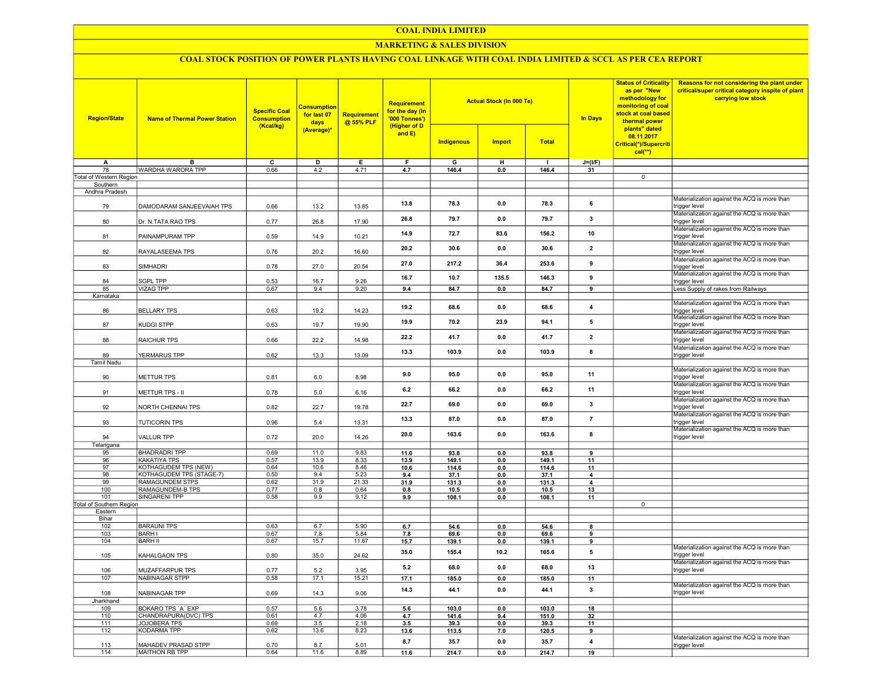# COAL INDIA LIMITED

## MARKETING & SALES DIVISION

### COAL STOCK POSITION OF POWER PLANTS HAVING COAL LINKAGE WITH COAL INDIA LIMITED & SCCL AS PER CEA REPORT

| Region/State | Name of Thermal Power Station | Specific Coal Consumption (Kcal/kg) | Consumption for last 07 days (Average)* | Requirement @ 55% PLF | Requirement for the day (In '000 Tonnes') (Higher of D and E) | Actual Stock (In 000 Te) | | | In Days | Status of Criticality as per "New methodology for monitoring of coal stock at coal based thermal power plants" dated 08.11.2017 Critical(*)/Supercritical(**) | Reasons for not considering the plant under critical/super critical category inspite of plant carrying low stock |
|---|---|---|---|---|---|---|---|---|---|---|---|
| | | | | | | Indigenous | Import | Total | | | |
| A | B | C | D | E | F | G | H | I | J=(I/F) | | |
| 78 | WARDHA WARORA TPP | 0.66 | 4.2 | 4.71 | 4.7 | 146.4 | 0.0 | 146.4 | 31 | | |
| Total of Western Region | | | | | | | | | | 0 | |
| Southern | | | | | | | | | | | |
| Andhra Pradesh | | | | | | | | | | | |
| 79 | DAMODARAM SANJEEVAIAH TPS | 0.66 | 13.2 | 13.85 | 13.8 | 78.3 | 0.0 | 78.3 | 6 | | Materialization against the ACQ is more than trigger level |
| 80 | Dr. N.TATA RAO TPS | 0.77 | 26.8 | 17.90 | 26.8 | 79.7 | 0.0 | 79.7 | 3 | | Materialization against the ACQ is more than trigger level |
| 81 | PAINAMPURAM TPP | 0.59 | 14.9 | 10.21 | 14.9 | 72.7 | 83.6 | 156.2 | 10 | | Materialization against the ACQ is more than trigger level |
| 82 | RAYALASEEMA TPS | 0.76 | 20.2 | 16.60 | 20.2 | 30.6 | 0.0 | 30.6 | 2 | | Materialization against the ACQ is more than trigger level |
| 83 | SIMHADRI | 0.78 | 27.0 | 20.54 | 27.0 | 217.2 | 36.4 | 253.6 | 9 | | Materialization against the ACQ is more than trigger level |
| 84 | SGPL TPP | 0.53 | 16.7 | 9.26 | 16.7 | 10.7 | 135.5 | 146.3 | 9 | | Materialization against the ACQ is more than trigger level |
| 85 | VIZAG TPP | 0.67 | 9.4 | 9.20 | 9.4 | 84.7 | 0.0 | 84.7 | 9 | | Less Supply of rakes from Railways |
| Karnataka | | | | | | | | | | | |
| 86 | BELLARY TPS | 0.63 | 19.2 | 14.23 | 19.2 | 68.6 | 0.0 | 68.6 | 4 | | Materialization against the ACQ is more than trigger level |
| 87 | KUDGI STPP | 0.63 | 19.7 | 19.90 | 19.9 | 70.2 | 23.9 | 94.1 | 5 | | Materialization against the ACQ is more than trigger level |
| 88 | RAICHUR TPS | 0.66 | 22.2 | 14.98 | 22.2 | 41.7 | 0.0 | 41.7 | 2 | | Materialization against the ACQ is more than trigger level |
| 89 | YERMARUS TPP | 0.62 | 13.3 | 13.09 | 13.3 | 103.9 | 0.0 | 103.9 | 8 | | Materialization against the ACQ is more than trigger level |
| Tamil Nadu | | | | | | | | | | | |
| 90 | METTUR TPS | 0.81 | 6.0 | 8.98 | 9.0 | 95.0 | 0.0 | 95.0 | 11 | | Materialization against the ACQ is more than trigger level |
| 91 | METTUR TPS - II | 0.78 | 5.0 | 6.16 | 6.2 | 66.2 | 0.0 | 66.2 | 11 | | Materialization against the ACQ is more than trigger level |
| 92 | NORTH CHENNAI TPS | 0.82 | 22.7 | 19.78 | 22.7 | 69.0 | 0.0 | 69.0 | 3 | | Materialization against the ACQ is more than trigger level |
| 93 | TUTICORIN TPS | 0.96 | 5.4 | 13.31 | 13.3 | 87.0 | 0.0 | 87.0 | 7 | | Materialization against the ACQ is more than trigger level |
| 94 | VALLUR TPP | 0.72 | 20.0 | 14.26 | 20.0 | 163.6 | 0.0 | 163.6 | 8 | | Materialization against the ACQ is more than trigger level |
| Telangana | | | | | | | | | | | |
| 95 | BHADRADRI TPP | 0.69 | 11.0 | 9.83 | 11.0 | 93.8 | 0.0 | 93.8 | 9 | | |
| 96 | KAKATIYA TPS | 0.57 | 13.9 | 8.33 | 13.9 | 149.1 | 0.0 | 149.1 | 11 | | |
| 97 | KOTHAGUDEM TPS (NEW) | 0.64 | 10.6 | 8.46 | 10.6 | 114.6 | 0.0 | 114.6 | 11 | | |
| 98 | KOTHAGUDEM TPS (STAGE-7) | 0.50 | 9.4 | 5.23 | 9.4 | 37.1 | 0.0 | 37.1 | 4 | | |
| 99 | RAMAGUNDEM STPS | 0.62 | 31.9 | 21.33 | 31.9 | 131.3 | 0.0 | 131.3 | 4 | | |
| 100 | RAMAGUNDEM-B TPS | 0.77 | 0.8 | 0.64 | 0.8 | 10.5 | 0.0 | 10.5 | 13 | | |
| 101 | SINGARENI TPP | 0.58 | 9.9 | 9.12 | 9.9 | 108.1 | 0.0 | 108.1 | 11 | | |
| Total of Southern Region | | | | | | | | | | 0 | |
| Eastern | | | | | | | | | | | |
| Bihar | | | | | | | | | | | |
| 102 | BARAUNI TPS | 0.63 | 6.7 | 5.90 | 6.7 | 54.6 | 0.0 | 54.6 | 8 | | |
| 103 | BARH I | 0.67 | 7.8 | 5.84 | 7.8 | 69.6 | 0.0 | 69.6 | 9 | | |
| 104 | BARH II | 0.67 | 15.7 | 11.67 | 15.7 | 139.1 | 0.0 | 139.1 | 9 | | |
| 105 | KAHALGAON TPS | 0.80 | 35.0 | 24.62 | 35.0 | 155.4 | 10.2 | 165.6 | 5 | | Materialization against the ACQ is more than trigger level |
| 106 | MUZAFFARPUR TPS | 0.77 | 5.2 | 3.95 | 5.2 | 68.0 | 0.0 | 68.0 | 13 | | Materialization against the ACQ is more than trigger level |
| 107 | NABINAGAR STPP | 0.58 | 17.1 | 15.21 | 17.1 | 185.0 | 0.0 | 185.0 | 11 | | |
| 108 | NABINAGAR TPP | 0.69 | 14.3 | 9.06 | 14.3 | 44.1 | 0.0 | 44.1 | 3 | | Materialization against the ACQ is more than trigger level |
| Jharkhand | | | | | | | | | | | |
| 109 | BOKARO TPS `A` EXP | 0.57 | 5.6 | 3.78 | 5.6 | 103.0 | 0.0 | 103.0 | 18 | | |
| 110 | CHANDRAPURA(DVC) TPS | 0.61 | 4.7 | 4.06 | 4.7 | 141.6 | 9.4 | 151.0 | 32 | | |
| 111 | JOJOBERA TPS | 0.69 | 3.5 | 2.18 | 3.5 | 39.3 | 0.0 | 39.3 | 11 | | |
| 112 | KODARMA TPP | 0.62 | 13.6 | 8.23 | 13.6 | 113.5 | 7.0 | 120.5 | 9 | | |
| 113 | MAHADEV PRASAD STPP | 0.70 | 8.7 | 5.01 | 8.7 | 35.7 | 0.0 | 35.7 | 4 | | Materialization against the ACQ is more than trigger level |
| 114 | MAITHON RB TPP | 0.64 | 11.6 | 8.89 | 11.6 | 214.7 | 0.0 | 214.7 | 19 | | |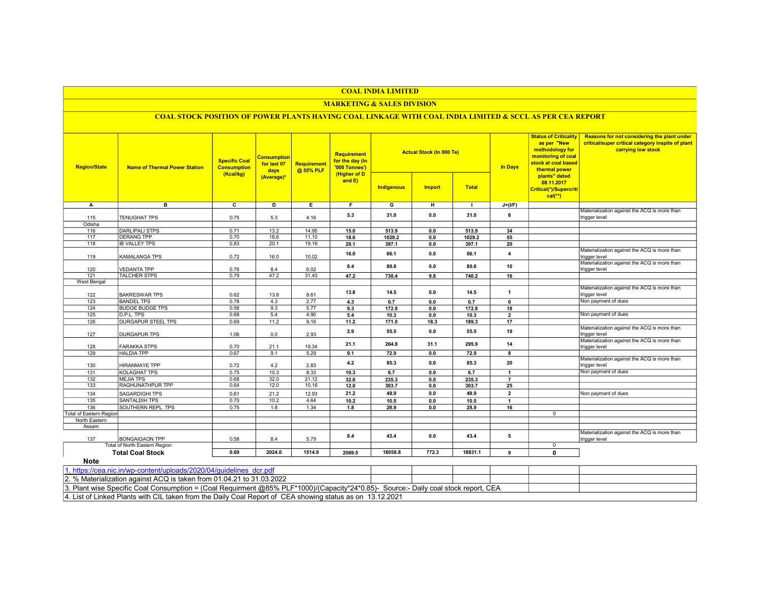# COAL INDIA LIMITED

## MARKETING & SALES DIVISION

### COAL STOCK POSITION OF POWER PLANTS HAVING COAL LINKAGE WITH COAL INDIA LIMITED & SCCL AS PER CEA REPORT

| Region/State | Name of Thermal Power Station | Specific Coal Consumption (Kcal/kg) | Consumption for last 07 days (Average)* | Requirement @ 55% PLF | Requirement for the day (In '000 Tonnes') (Higher of D and E) | Actual Stock (In 000 Te) | | | In Days | Status of Criticality as per "New methodology for monitoring of coal stock at coal based thermal power plants" dated 08.11.2017 Critical(*)/Supercritical(**) | Reasons for not considering the plant under critical/super critical category inspite of plant carrying low stock |
|---|---|---|---|---|---|---|---|---|---|---|---|
| | | | | | | Indigenous | Import | Total | | | |
| A | B | C | D | E | F | G | H | I | J=(I/F) | | |
| 115 | TENUGHAT TPS | 0.75 | 5.3 | 4.16 | 5.3 | 31.0 | 0.0 | 31.0 | 6 | | Materialization against the ACQ is more than trigger level |
| Odisha | | | | | | | | | | | |
| 116 | DARLIPALI STPS | 0.71 | 13.2 | 14.95 | 15.0 | 513.9 | 0.0 | 513.9 | 34 | | |
| 117 | DERANG TPP | 0.70 | 18.6 | 11.10 | 18.6 | 1029.2 | 0.0 | 1029.2 | 55 | | |
| 118 | IB VALLEY TPS | 0.83 | 20.1 | 19.16 | 20.1 | 397.1 | 0.0 | 397.1 | 20 | | |
| 119 | KAMALANGA TPS | 0.72 | 16.0 | 10.02 | 16.0 | 66.1 | 0.0 | 66.1 | 4 | | Materialization against the ACQ is more than trigger level |
| 120 | VEDANTA TPP | 0.76 | 8.4 | 6.02 | 8.4 | 80.8 | 0.0 | 80.8 | 10 | | Materialization against the ACQ is more than trigger level |
| 121 | TALCHER STPS | 0.79 | 47.2 | 31.43 | 47.2 | 730.4 | 9.8 | 740.2 | 16 | | |
| West Bengal | | | | | | | | | | | |
| 122 | BAKRESWAR TPS | 0.62 | 13.8 | 8.61 | 13.8 | 14.5 | 0.0 | 14.5 | 1 | | Materialization against the ACQ is more than trigger level |
| 123 | BANDEL TPS | 0.78 | 4.3 | 2.77 | 4.3 | 0.7 | 0.0 | 0.7 | 0 | | Non payment of dues |
| 124 | BUDGE BUDGE TPS | 0.58 | 9.3 | 5.77 | 9.3 | 172.8 | 0.0 | 172.8 | 18 | | |
| 125 | D.P.L. TPS | 0.68 | 5.4 | 4.90 | 5.4 | 10.3 | 0.0 | 10.3 | 2 | | Non payment of dues |
| 126 | DURGAPUR STEEL TPS | 0.69 | 11.2 | 9.16 | 11.2 | 171.0 | 18.3 | 189.3 | 17 | | |
| 127 | DURGAPUR TPS | 1.06 | 0.0 | 2.93 | 2.9 | 55.5 | 0.0 | 55.5 | 19 | | Materialization against the ACQ is more than trigger level |
| 128 | FARAKKA STPS | 0.70 | 21.1 | 19.34 | 21.1 | 264.8 | 31.1 | 295.9 | 14 | | Materialization against the ACQ is more than trigger level |
| 129 | HALDIA TPP | 0.67 | 9.1 | 5.29 | 9.1 | 72.9 | 0.0 | 72.9 | 8 | | |
| 130 | HIRANMAYE TPP | 0.72 | 4.2 | 2.83 | 4.2 | 85.3 | 0.0 | 85.3 | 20 | | Materialization against the ACQ is more than trigger level |
| 131 | KOLAGHAT TPS | 0.75 | 10.3 | 8.33 | 10.3 | 6.7 | 0.0 | 6.7 | 1 | | Non payment of dues |
| 132 | MEJIA TPS | 0.68 | 32.0 | 21.12 | 32.0 | 235.3 | 0.0 | 235.3 | 7 | | |
| 133 | RAGHUNATHPUR TPP | 0.64 | 12.0 | 10.16 | 12.0 | 303.7 | 0.0 | 303.7 | 25 | | |
| 134 | SAGARDIGHI TPS | 0.61 | 21.2 | 12.93 | 21.2 | 49.9 | 0.0 | 49.9 | 2 | | Non payment of dues |
| 135 | SANTALDIH TPS | 0.70 | 10.2 | 4.64 | 10.2 | 10.5 | 0.0 | 10.5 | 1 | | |
| 136 | SOUTHERN REPL. TPS | 0.75 | 1.8 | 1.34 | 1.8 | 28.9 | 0.0 | 28.9 | 16 | | |
| Total of Eastern Region | | | | | | | | | | 0 | |
| North Eastern | | | | | | | | | | | |
| Assam | | | | | | | | | | | |
| 137 | BONGAIGAON TPP | 0.58 | 8.4 | 5.79 | 8.4 | 43.4 | 0.0 | 43.4 | 5 | | Materialization against the ACQ is more than trigger level |
| Total of North Eastern Region | | | | | | | | | | 0 | |
| **Total Coal Stock** | | 0.69 | 2024.0 | 1514.9 | 2069.5 | 18058.8 | 772.3 | 18831.1 | 9 | 0 | |

**Note**

1. https://cea.nic.in/wp-content/uploads/2020/04/guidelines_dcr.pdf
2. % Materialization against ACQ is taken from 01.04.21 to 31.03.2022
3. Plant wise Specific Coal Consumption = (Coal Requirment @85% PLF*1000)/(Capacity*24*0.85)- Source:- Daily coal stock report, CEA
4. List of Linked Plants with CIL taken from the Daily Coal Report of CEA showing status as on 13.12.2021